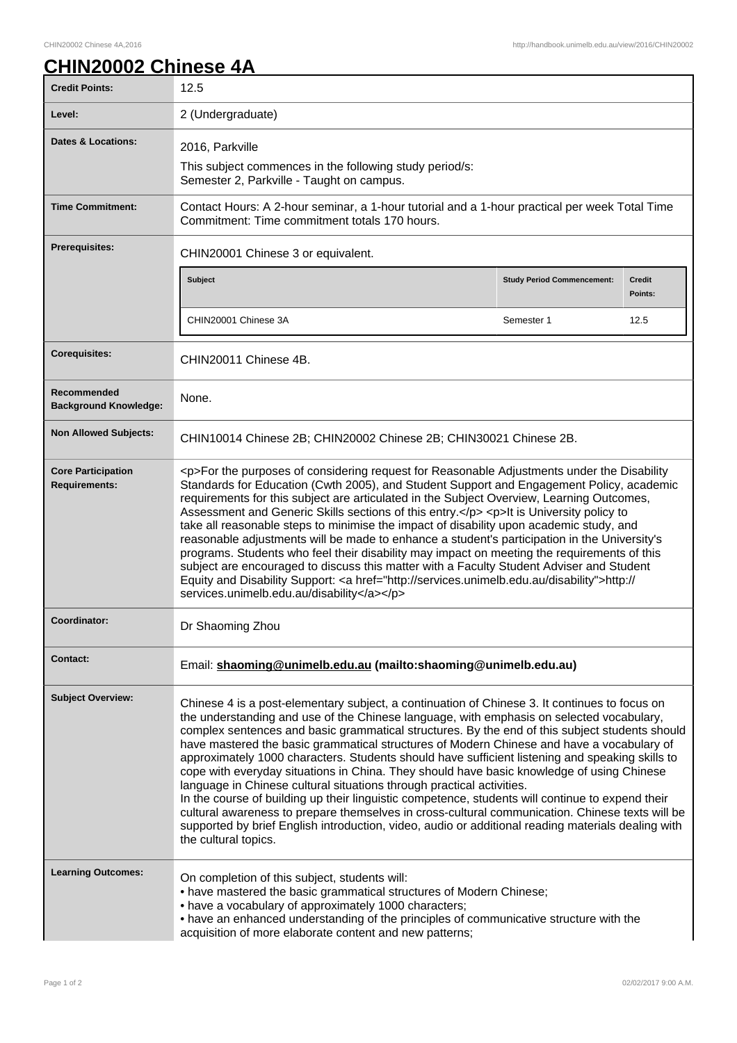# CHIN20002 Chinese 4A

| | |
|---|---|
| **Credit Points:** | 12.5 |
| **Level:** | 2 (Undergraduate) |
| **Dates & Locations:** | 2016, Parkville<br>This subject commences in the following study period/s:<br>Semester 2, Parkville - Taught on campus. |
| **Time Commitment:** | Contact Hours: A 2-hour seminar, a 1-hour tutorial and a 1-hour practical per week Total Time Commitment: Time commitment totals 170 hours. |
| **Prerequisites:** | CHIN20001 Chinese 3 or equivalent.<br><br>**Subject** / **Study Period Commencement:** / **Credit Points:**<br>CHIN20001 Chinese 3A / Semester 1 / 12.5 |
| **Corequisites:** | CHIN20011 Chinese 4B. |
| **Recommended Background Knowledge:** | None. |
| **Non Allowed Subjects:** | CHIN10014 Chinese 2B; CHIN20002 Chinese 2B; CHIN30021 Chinese 2B. |
| **Core Participation Requirements:** | <p>For the purposes of considering request for Reasonable Adjustments under the Disability Standards for Education (Cwth 2005), and Student Support and Engagement Policy, academic requirements for this subject are articulated in the Subject Overview, Learning Outcomes, Assessment and Generic Skills sections of this entry.</p> <p>It is University policy to take all reasonable steps to minimise the impact of disability upon academic study, and reasonable adjustments will be made to enhance a student's participation in the University's programs. Students who feel their disability may impact on meeting the requirements of this subject are encouraged to discuss this matter with a Faculty Student Adviser and Student Equity and Disability Support: <a href="http://services.unimelb.edu.au/disability">http://services.unimelb.edu.au/disability</a></p> |
| **Coordinator:** | Dr Shaoming Zhou |
| **Contact:** | Email: **shaoming@unimelb.edu.au (mailto:shaoming@unimelb.edu.au)** |
| **Subject Overview:** | Chinese 4 is a post-elementary subject, a continuation of Chinese 3. It continues to focus on the understanding and use of the Chinese language, with emphasis on selected vocabulary, complex sentences and basic grammatical structures. By the end of this subject students should have mastered the basic grammatical structures of Modern Chinese and have a vocabulary of approximately 1000 characters. Students should have sufficient listening and speaking skills to cope with everyday situations in China. They should have basic knowledge of using Chinese language in Chinese cultural situations through practical activities.<br>In the course of building up their linguistic competence, students will continue to expend their cultural awareness to prepare themselves in cross-cultural communication. Chinese texts will be supported by brief English introduction, video, audio or additional reading materials dealing with the cultural topics. |
| **Learning Outcomes:** | On completion of this subject, students will:<br>• have mastered the basic grammatical structures of Modern Chinese;<br>• have a vocabulary of approximately 1000 characters;<br>• have an enhanced understanding of the principles of communicative structure with the acquisition of more elaborate content and new patterns; |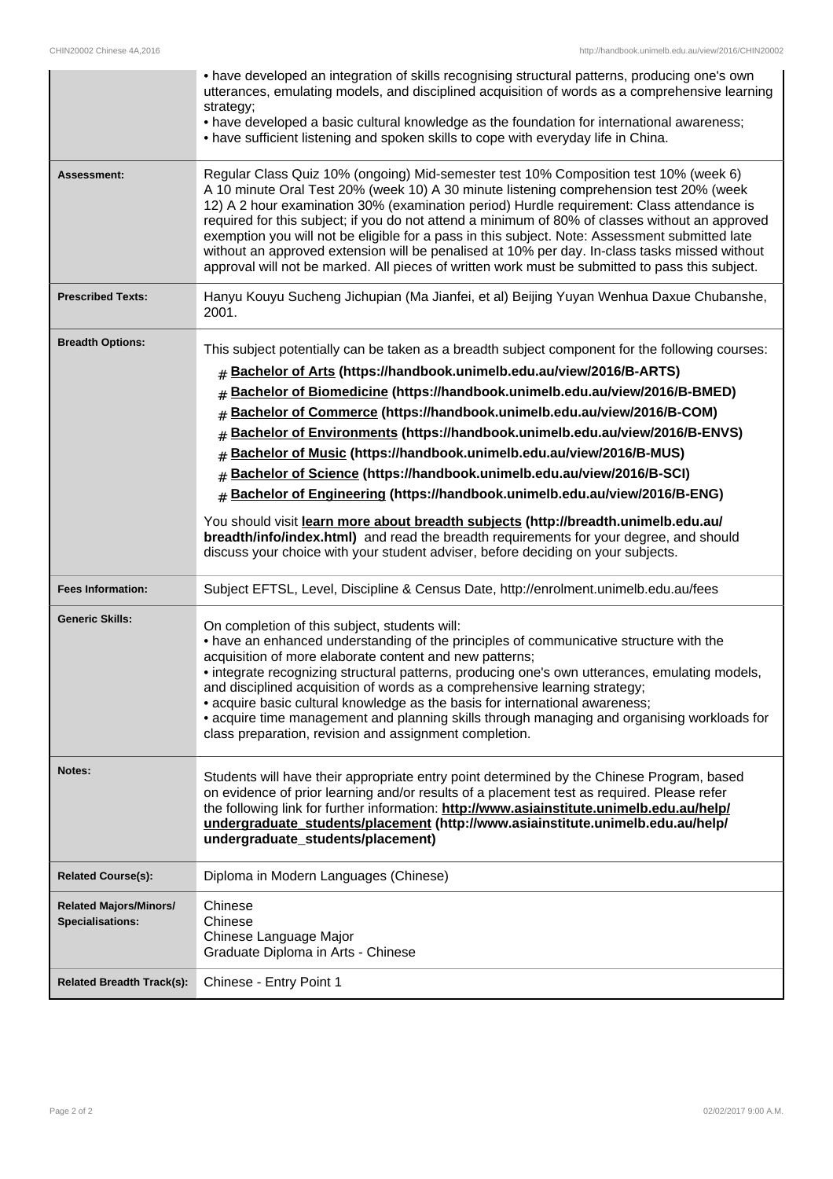| | |
|---|---|
| | • have developed an integration of skills recognising structural patterns, producing one's own utterances, emulating models, and disciplined acquisition of words as a comprehensive learning strategy;<br>• have developed a basic cultural knowledge as the foundation for international awareness;<br>• have sufficient listening and spoken skills to cope with everyday life in China. |
| **Assessment:** | Regular Class Quiz 10% (ongoing) Mid-semester test 10% Composition test 10% (week 6) A 10 minute Oral Test 20% (week 10) A 30 minute listening comprehension test 20% (week 12) A 2 hour examination 30% (examination period) Hurdle requirement: Class attendance is required for this subject; if you do not attend a minimum of 80% of classes without an approved exemption you will not be eligible for a pass in this subject. Note: Assessment submitted late without an approved extension will be penalised at 10% per day. In-class tasks missed without approval will not be marked. All pieces of written work must be submitted to pass this subject. |
| **Prescribed Texts:** | Hanyu Kouyu Sucheng Jichupian (Ma Jianfei, et al) Beijing Yuyan Wenhua Daxue Chubanshe, 2001. |
| **Breadth Options:** | This subject potentially can be taken as a breadth subject component for the following courses:<br># **Bachelor of Arts (https://handbook.unimelb.edu.au/view/2016/B-ARTS)**<br># **Bachelor of Biomedicine (https://handbook.unimelb.edu.au/view/2016/B-BMED)**<br># **Bachelor of Commerce (https://handbook.unimelb.edu.au/view/2016/B-COM)**<br># **Bachelor of Environments (https://handbook.unimelb.edu.au/view/2016/B-ENVS)**<br># **Bachelor of Music (https://handbook.unimelb.edu.au/view/2016/B-MUS)**<br># **Bachelor of Science (https://handbook.unimelb.edu.au/view/2016/B-SCI)**<br># **Bachelor of Engineering (https://handbook.unimelb.edu.au/view/2016/B-ENG)**<br>You should visit **learn more about breadth subjects (http://breadth.unimelb.edu.au/breadth/info/index.html)** and read the breadth requirements for your degree, and should discuss your choice with your student adviser, before deciding on your subjects. |
| **Fees Information:** | Subject EFTSL, Level, Discipline & Census Date, http://enrolment.unimelb.edu.au/fees |
| **Generic Skills:** | On completion of this subject, students will:<br>• have an enhanced understanding of the principles of communicative structure with the acquisition of more elaborate content and new patterns;<br>• integrate recognizing structural patterns, producing one's own utterances, emulating models, and disciplined acquisition of words as a comprehensive learning strategy;<br>• acquire basic cultural knowledge as the basis for international awareness;<br>• acquire time management and planning skills through managing and organising workloads for class preparation, revision and assignment completion. |
| **Notes:** | Students will have their appropriate entry point determined by the Chinese Program, based on evidence of prior learning and/or results of a placement test as required. Please refer the following link for further information: **http://www.asiainstitute.unimelb.edu.au/help/undergraduate_students/placement (http://www.asiainstitute.unimelb.edu.au/help/undergraduate_students/placement)** |
| **Related Course(s):** | Diploma in Modern Languages (Chinese) |
| **Related Majors/Minors/ Specialisations:** | Chinese<br>Chinese<br>Chinese Language Major<br>Graduate Diploma in Arts - Chinese |
| **Related Breadth Track(s):** | Chinese - Entry Point 1 |